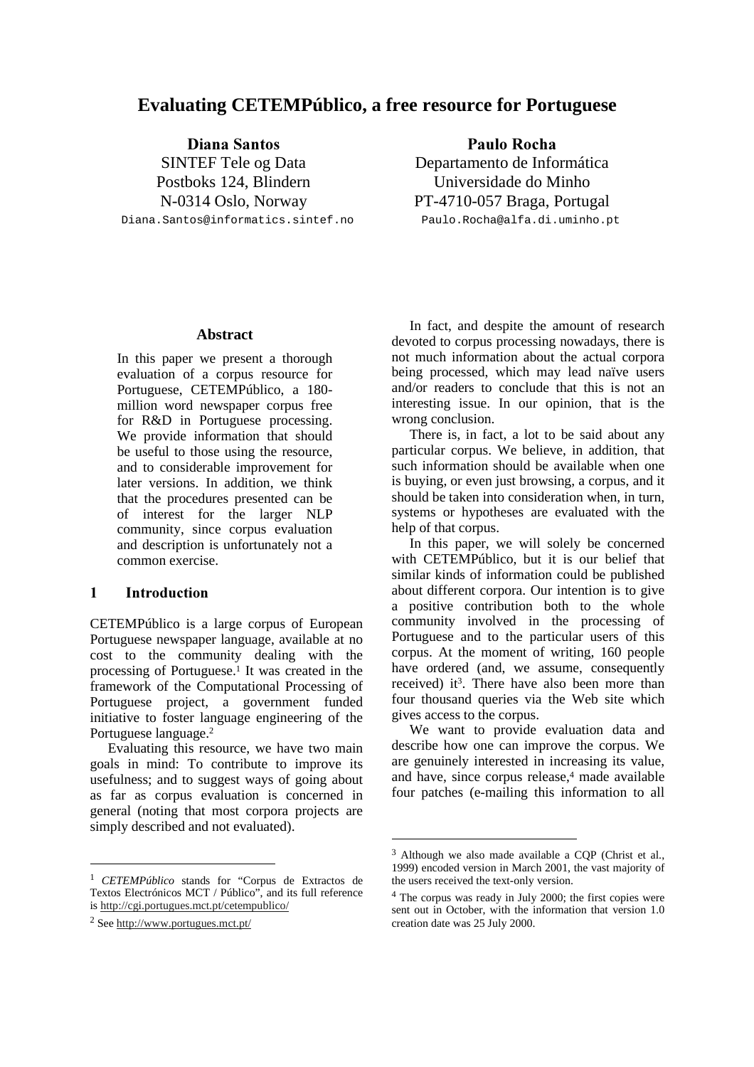# Evaluating CETEMPúblico, a free resource for Portuguese

**Diana Santos**
SINTEF Tele og Data
Postboks 124, Blindern
N-0314 Oslo, Norway
Diana.Santos@informatics.sintef.no

**Paulo Rocha**
Departamento de Informática
Universidade do Minho
PT-4710-057 Braga, Portugal
Paulo.Rocha@alfa.di.uminho.pt

## Abstract

In this paper we present a thorough evaluation of a corpus resource for Portuguese, CETEMPúblico, a 180-million word newspaper corpus free for R&D in Portuguese processing. We provide information that should be useful to those using the resource, and to considerable improvement for later versions. In addition, we think that the procedures presented can be of interest for the larger NLP community, since corpus evaluation and description is unfortunately not a common exercise.

## 1 Introduction

CETEMPúblico is a large corpus of European Portuguese newspaper language, available at no cost to the community dealing with the processing of Portuguese.[1] It was created in the framework of the Computational Processing of Portuguese project, a government funded initiative to foster language engineering of the Portuguese language.[2]

Evaluating this resource, we have two main goals in mind: To contribute to improve its usefulness; and to suggest ways of going about as far as corpus evaluation is concerned in general (noting that most corpora projects are simply described and not evaluated).

In fact, and despite the amount of research devoted to corpus processing nowadays, there is not much information about the actual corpora being processed, which may lead naïve users and/or readers to conclude that this is not an interesting issue. In our opinion, that is the wrong conclusion.

There is, in fact, a lot to be said about any particular corpus. We believe, in addition, that such information should be available when one is buying, or even just browsing, a corpus, and it should be taken into consideration when, in turn, systems or hypotheses are evaluated with the help of that corpus.

In this paper, we will solely be concerned with CETEMPúblico, but it is our belief that similar kinds of information could be published about different corpora. Our intention is to give a positive contribution both to the whole community involved in the processing of Portuguese and to the particular users of this corpus. At the moment of writing, 160 people have ordered (and, we assume, consequently received) it[3]. There have also been more than four thousand queries via the Web site which gives access to the corpus.

We want to provide evaluation data and describe how one can improve the corpus. We are genuinely interested in increasing its value, and have, since corpus release,[4] made available four patches (e-mailing this information to all

---

[1] *CETEMPúblico* stands for "Corpus de Extractos de Textos Electrónicos MCT / Público", and its full reference is http://cgi.portugues.mct.pt/cetempublico/

[2] See http://www.portugues.mct.pt/

[3] Although we also made available a CQP (Christ et al., 1999) encoded version in March 2001, the vast majority of the users received the text-only version.

[4] The corpus was ready in July 2000; the first copies were sent out in October, with the information that version 1.0 creation date was 25 July 2000.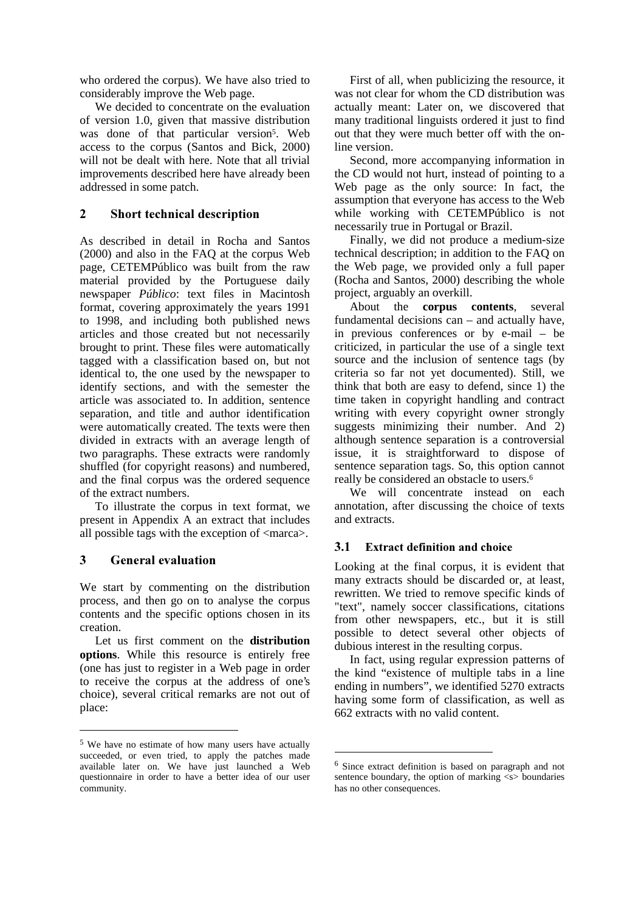who ordered the corpus). We have also tried to considerably improve the Web page.

We decided to concentrate on the evaluation of version 1.0, given that massive distribution was done of that particular version[5]. Web access to the corpus (Santos and Bick, 2000) will not be dealt with here. Note that all trivial improvements described here have already been addressed in some patch.

## 2 Short technical description

As described in detail in Rocha and Santos (2000) and also in the FAQ at the corpus Web page, CETEMPúblico was built from the raw material provided by the Portuguese daily newspaper *Público*: text files in Macintosh format, covering approximately the years 1991 to 1998, and including both published news articles and those created but not necessarily brought to print. These files were automatically tagged with a classification based on, but not identical to, the one used by the newspaper to identify sections, and with the semester the article was associated to. In addition, sentence separation, and title and author identification were automatically created. The texts were then divided in extracts with an average length of two paragraphs. These extracts were randomly shuffled (for copyright reasons) and numbered, and the final corpus was the ordered sequence of the extract numbers.

To illustrate the corpus in text format, we present in Appendix A an extract that includes all possible tags with the exception of <marca>.

## 3 General evaluation

We start by commenting on the distribution process, and then go on to analyse the corpus contents and the specific options chosen in its creation.

Let us first comment on the **distribution options**. While this resource is entirely free (one has just to register in a Web page in order to receive the corpus at the address of one's choice), several critical remarks are not out of place:

First of all, when publicizing the resource, it was not clear for whom the CD distribution was actually meant: Later on, we discovered that many traditional linguists ordered it just to find out that they were much better off with the on-line version.

Second, more accompanying information in the CD would not hurt, instead of pointing to a Web page as the only source: In fact, the assumption that everyone has access to the Web while working with CETEMPúblico is not necessarily true in Portugal or Brazil.

Finally, we did not produce a medium-size technical description; in addition to the FAQ on the Web page, we provided only a full paper (Rocha and Santos, 2000) describing the whole project, arguably an overkill.

About the **corpus contents**, several fundamental decisions can – and actually have, in previous conferences or by e-mail – be criticized, in particular the use of a single text source and the inclusion of sentence tags (by criteria so far not yet documented). Still, we think that both are easy to defend, since 1) the time taken in copyright handling and contract writing with every copyright owner strongly suggests minimizing their number. And 2) although sentence separation is a controversial issue, it is straightforward to dispose of sentence separation tags. So, this option cannot really be considered an obstacle to users.[6]

We will concentrate instead on each annotation, after discussing the choice of texts and extracts.

### 3.1 Extract definition and choice

Looking at the final corpus, it is evident that many extracts should be discarded or, at least, rewritten. We tried to remove specific kinds of "text", namely soccer classifications, citations from other newspapers, etc., but it is still possible to detect several other objects of dubious interest in the resulting corpus.

In fact, using regular expression patterns of the kind "existence of multiple tabs in a line ending in numbers", we identified 5270 extracts having some form of classification, as well as 662 extracts with no valid content.

---

[5] We have no estimate of how many users have actually succeeded, or even tried, to apply the patches made available later on. We have just launched a Web questionnaire in order to have a better idea of our user community.

[6] Since extract definition is based on paragraph and not sentence boundary, the option of marking <s> boundaries has no other consequences.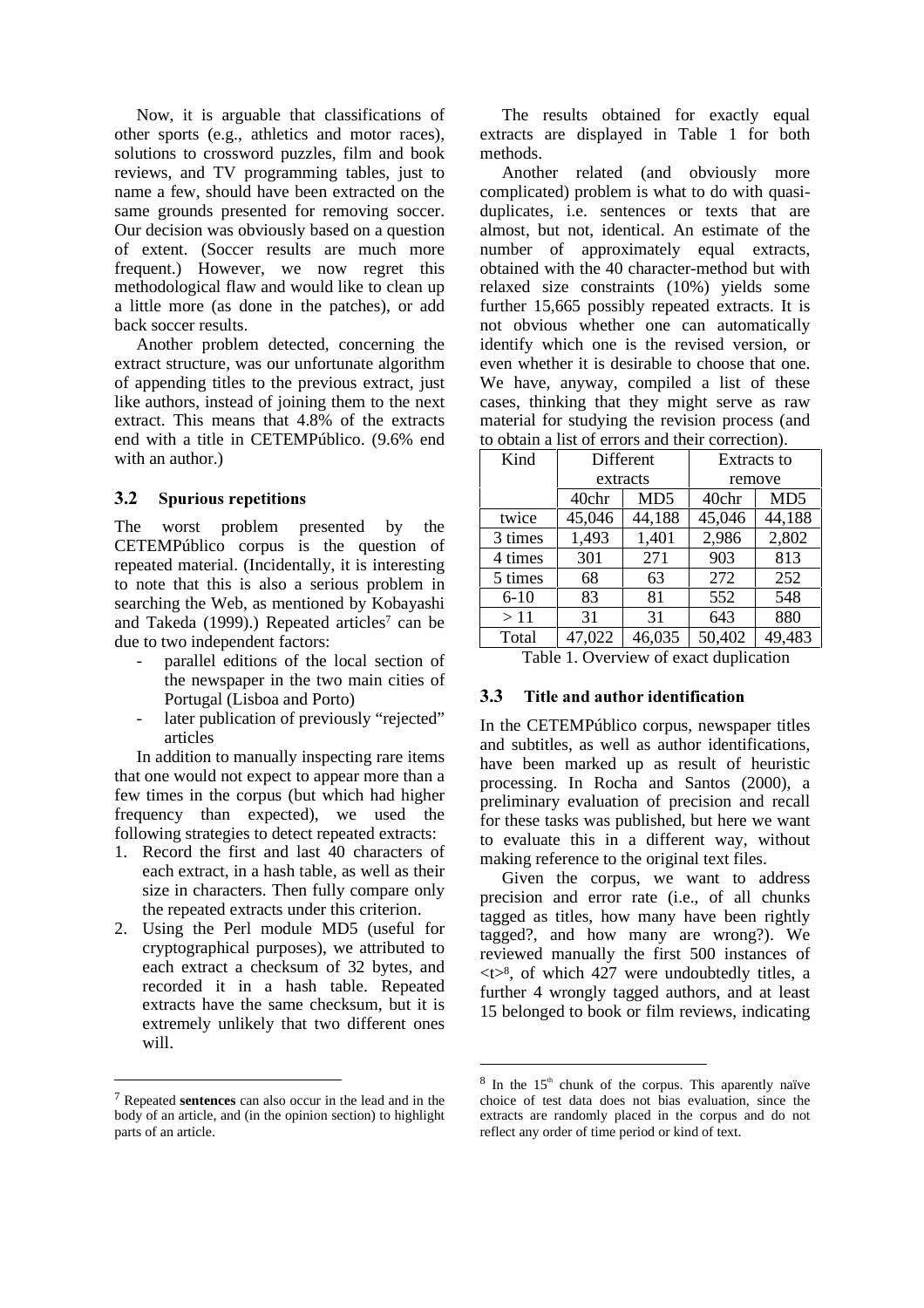Now, it is arguable that classifications of other sports (e.g., athletics and motor races), solutions to crossword puzzles, film and book reviews, and TV programming tables, just to name a few, should have been extracted on the same grounds presented for removing soccer. Our decision was obviously based on a question of extent. (Soccer results are much more frequent.) However, we now regret this methodological flaw and would like to clean up a little more (as done in the patches), or add back soccer results.

Another problem detected, concerning the extract structure, was our unfortunate algorithm of appending titles to the previous extract, just like authors, instead of joining them to the next extract. This means that 4.8% of the extracts end with a title in CETEMPúblico. (9.6% end with an author.)

### 3.2 Spurious repetitions

The worst problem presented by the CETEMPúblico corpus is the question of repeated material. (Incidentally, it is interesting to note that this is also a serious problem in searching the Web, as mentioned by Kobayashi and Takeda (1999).) Repeated articles[7] can be due to two independent factors:

- parallel editions of the local section of the newspaper in the two main cities of Portugal (Lisboa and Porto)
- later publication of previously "rejected" articles

In addition to manually inspecting rare items that one would not expect to appear more than a few times in the corpus (but which had higher frequency than expected), we used the following strategies to detect repeated extracts:

1. Record the first and last 40 characters of each extract, in a hash table, as well as their size in characters. Then fully compare only the repeated extracts under this criterion.
2. Using the Perl module MD5 (useful for cryptographical purposes), we attributed to each extract a checksum of 32 bytes, and recorded it in a hash table. Repeated extracts have the same checksum, but it is extremely unlikely that two different ones will.

[7] Repeated **sentences** can also occur in the lead and in the body of an article, and (in the opinion section) to highlight parts of an article.

The results obtained for exactly equal extracts are displayed in Table 1 for both methods.

Another related (and obviously more complicated) problem is what to do with quasi-duplicates, i.e. sentences or texts that are almost, but not, identical. An estimate of the number of approximately equal extracts, obtained with the 40 character-method but with relaxed size constraints (10%) yields some further 15,665 possibly repeated extracts. It is not obvious whether one can automatically identify which one is the revised version, or even whether it is desirable to choose that one. We have, anyway, compiled a list of these cases, thinking that they might serve as raw material for studying the revision process (and to obtain a list of errors and their correction).

| Kind | Different extracts | | Extracts to remove | |
|---|---|---|---|---|
| | 40chr | MD5 | 40chr | MD5 |
| twice | 45,046 | 44,188 | 45,046 | 44,188 |
| 3 times | 1,493 | 1,401 | 2,986 | 2,802 |
| 4 times | 301 | 271 | 903 | 813 |
| 5 times | 68 | 63 | 272 | 252 |
| 6-10 | 83 | 81 | 552 | 548 |
| > 11 | 31 | 31 | 643 | 880 |
| Total | 47,022 | 46,035 | 50,402 | 49,483 |

Table 1. Overview of exact duplication

### 3.3 Title and author identification

In the CETEMPúblico corpus, newspaper titles and subtitles, as well as author identifications, have been marked up as result of heuristic processing. In Rocha and Santos (2000), a preliminary evaluation of precision and recall for these tasks was published, but here we want to evaluate this in a different way, without making reference to the original text files.

Given the corpus, we want to address precision and error rate (i.e., of all chunks tagged as titles, how many have been rightly tagged?, and how many are wrong?). We reviewed manually the first 500 instances of <t>[8], of which 427 were undoubtedly titles, a further 4 wrongly tagged authors, and at least 15 belonged to book or film reviews, indicating

[8] In the 15th chunk of the corpus. This aparently naïve choice of test data does not bias evaluation, since the extracts are randomly placed in the corpus and do not reflect any order of time period or kind of text.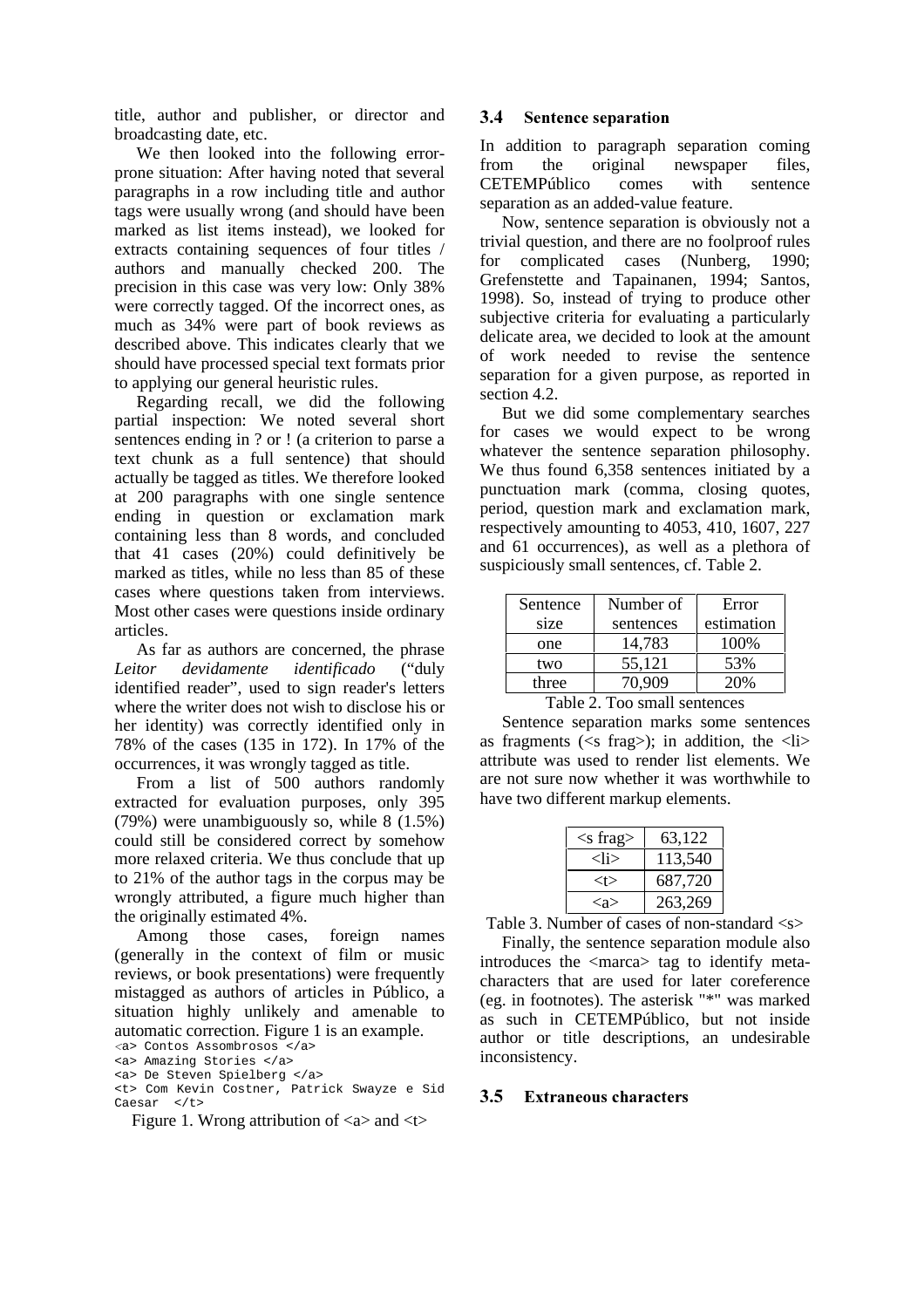title, author and publisher, or director and broadcasting date, etc.

We then looked into the following error-prone situation: After having noted that several paragraphs in a row including title and author tags were usually wrong (and should have been marked as list items instead), we looked for extracts containing sequences of four titles / authors and manually checked 200. The precision in this case was very low: Only 38% were correctly tagged. Of the incorrect ones, as much as 34% were part of book reviews as described above. This indicates clearly that we should have processed special text formats prior to applying our general heuristic rules.

Regarding recall, we did the following partial inspection: We noted several short sentences ending in ? or ! (a criterion to parse a text chunk as a full sentence) that should actually be tagged as titles. We therefore looked at 200 paragraphs with one single sentence ending in question or exclamation mark containing less than 8 words, and concluded that 41 cases (20%) could definitively be marked as titles, while no less than 85 of these cases where questions taken from interviews. Most other cases were questions inside ordinary articles.

As far as authors are concerned, the phrase *Leitor devidamente identificado* ("duly identified reader", used to sign reader's letters where the writer does not wish to disclose his or her identity) was correctly identified only in 78% of the cases (135 in 172). In 17% of the occurrences, it was wrongly tagged as title.

From a list of 500 authors randomly extracted for evaluation purposes, only 395 (79%) were unambiguously so, while 8 (1.5%) could still be considered correct by somehow more relaxed criteria. We thus conclude that up to 21% of the author tags in the corpus may be wrongly attributed, a figure much higher than the originally estimated 4%.

Among those cases, foreign names (generally in the context of film or music reviews, or book presentations) were frequently mistagged as authors of articles in Público, a situation highly unlikely and amenable to automatic correction. Figure 1 is an example.

```
<a> Contos Assombrosos </a>
<a> Amazing Stories </a>
<a> De Steven Spielberg </a>
<t> Com Kevin Costner, Patrick Swayze e Sid Caesar  </t>
```

Figure 1. Wrong attribution of <a> and <t>

### 3.4 Sentence separation

In addition to paragraph separation coming from the original newspaper files, CETEMPúblico comes with sentence separation as an added-value feature.

Now, sentence separation is obviously not a trivial question, and there are no foolproof rules for complicated cases (Nunberg, 1990; Grefenstette and Tapainanen, 1994; Santos, 1998). So, instead of trying to produce other subjective criteria for evaluating a particularly delicate area, we decided to look at the amount of work needed to revise the sentence separation for a given purpose, as reported in section 4.2.

But we did some complementary searches for cases we would expect to be wrong whatever the sentence separation philosophy. We thus found 6,358 sentences initiated by a punctuation mark (comma, closing quotes, period, question mark and exclamation mark, respectively amounting to 4053, 410, 1607, 227 and 61 occurrences), as well as a plethora of suspiciously small sentences, cf. Table 2.

| Sentence size | Number of sentences | Error estimation |
|---|---|---|
| one | 14,783 | 100% |
| two | 55,121 | 53% |
| three | 70,909 | 20% |

Table 2. Too small sentences

Sentence separation marks some sentences as fragments (<s frag>); in addition, the <li> attribute was used to render list elements. We are not sure now whether it was worthwhile to have two different markup elements.

| | |
|---|---|
| <s frag> | 63,122 |
| <li> | 113,540 |
| <t> | 687,720 |
| <a> | 263,269 |

Table 3. Number of cases of non-standard <s>

Finally, the sentence separation module also introduces the <marca> tag to identify meta-characters that are used for later coreference (eg. in footnotes). The asterisk "*" was marked as such in CETEMPúblico, but not inside author or title descriptions, an undesirable inconsistency.

### 3.5 Extraneous characters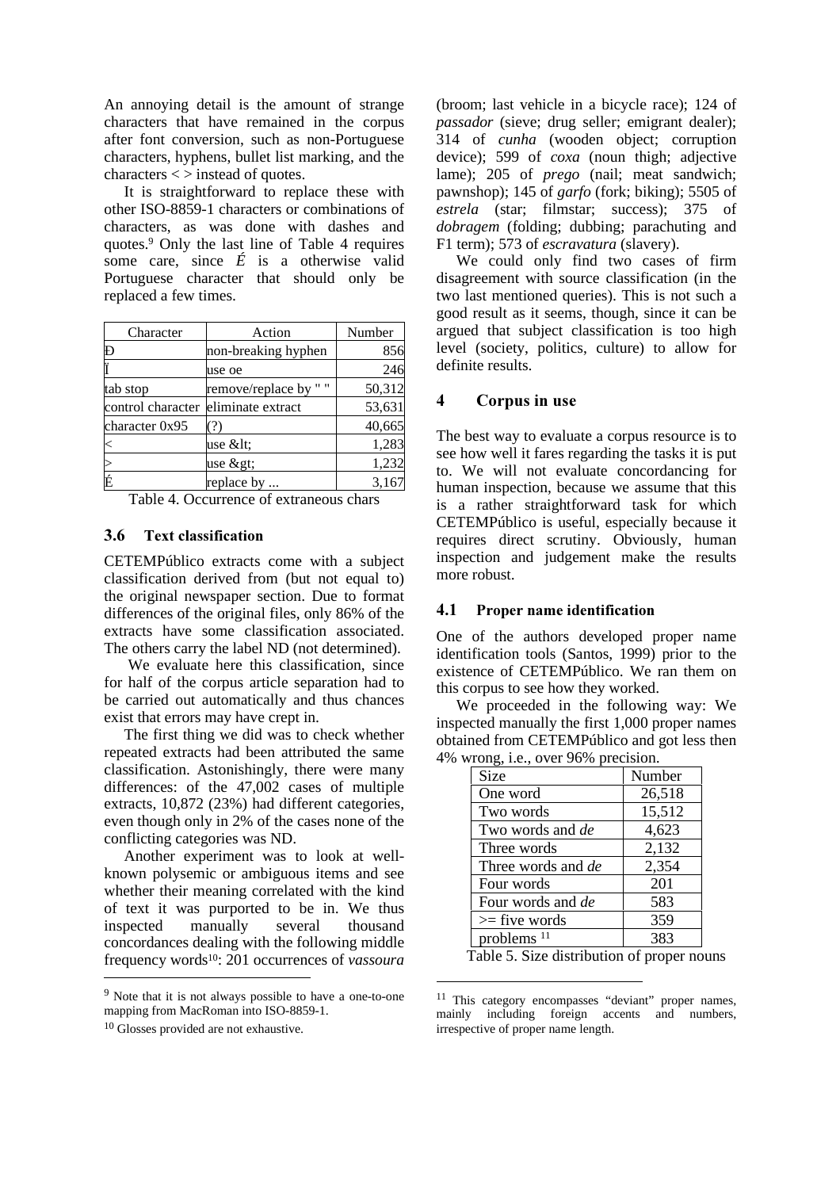An annoying detail is the amount of strange characters that have remained in the corpus after font conversion, such as non-Portuguese characters, hyphens, bullet list marking, and the characters < > instead of quotes.

It is straightforward to replace these with other ISO-8859-1 characters or combinations of characters, as was done with dashes and quotes.[9] Only the last line of Table 4 requires some care, since *É* is a otherwise valid Portuguese character that should only be replaced a few times.

| Character | Action | Number |
|---|---|---|
| Ð | non-breaking hyphen | 856 |
| Ï | use oe | 246 |
| tab stop | remove/replace by " " | 50,312 |
| control character | eliminate extract | 53,631 |
| character 0x95 | (?) | 40,665 |
| < | use &lt; | 1,283 |
| > | use &gt; | 1,232 |
| É | replace by ... | 3,167 |

Table 4. Occurrence of extraneous chars

### 3.6 Text classification

CETEMPúblico extracts come with a subject classification derived from (but not equal to) the original newspaper section. Due to format differences of the original files, only 86% of the extracts have some classification associated. The others carry the label ND (not determined).

We evaluate here this classification, since for half of the corpus article separation had to be carried out automatically and thus chances exist that errors may have crept in.

The first thing we did was to check whether repeated extracts had been attributed the same classification. Astonishingly, there were many differences: of the 47,002 cases of multiple extracts, 10,872 (23%) had different categories, even though only in 2% of the cases none of the conflicting categories was ND.

Another experiment was to look at well-known polysemic or ambiguous items and see whether their meaning correlated with the kind of text it was purported to be in. We thus inspected manually several thousand concordances dealing with the following middle frequency words[10]: 201 occurrences of *vassoura* (broom; last vehicle in a bicycle race); 124 of *passador* (sieve; drug seller; emigrant dealer); 314 of *cunha* (wooden object; corruption device); 599 of *coxa* (noun thigh; adjective lame); 205 of *prego* (nail; meat sandwich; pawnshop); 145 of *garfo* (fork; biking); 5505 of *estrela* (star; filmstar; success); 375 of *dobragem* (folding; dubbing; parachuting and F1 term); 573 of *escravatura* (slavery).

We could only find two cases of firm disagreement with source classification (in the two last mentioned queries). This is not such a good result as it seems, though, since it can be argued that subject classification is too high level (society, politics, culture) to allow for definite results.

## 4 Corpus in use

The best way to evaluate a corpus resource is to see how well it fares regarding the tasks it is put to. We will not evaluate concordancing for human inspection, because we assume that this is a rather straightforward task for which CETEMPúblico is useful, especially because it requires direct scrutiny. Obviously, human inspection and judgement make the results more robust.

### 4.1 Proper name identification

One of the authors developed proper name identification tools (Santos, 1999) prior to the existence of CETEMPúblico. We ran them on this corpus to see how they worked.

We proceeded in the following way: We inspected manually the first 1,000 proper names obtained from CETEMPúblico and got less then 4% wrong, i.e., over 96% precision.

| Size | Number |
|---|---|
| One word | 26,518 |
| Two words | 15,512 |
| Two words and *de* | 4,623 |
| Three words | 2,132 |
| Three words and *de* | 2,354 |
| Four words | 201 |
| Four words and *de* | 583 |
| >= five words | 359 |
| problems [11] | 383 |

Table 5. Size distribution of proper nouns

[9] Note that it is not always possible to have a one-to-one mapping from MacRoman into ISO-8859-1.

[10] Glosses provided are not exhaustive.

[11] This category encompasses "deviant" proper names, mainly including foreign accents and numbers, irrespective of proper name length.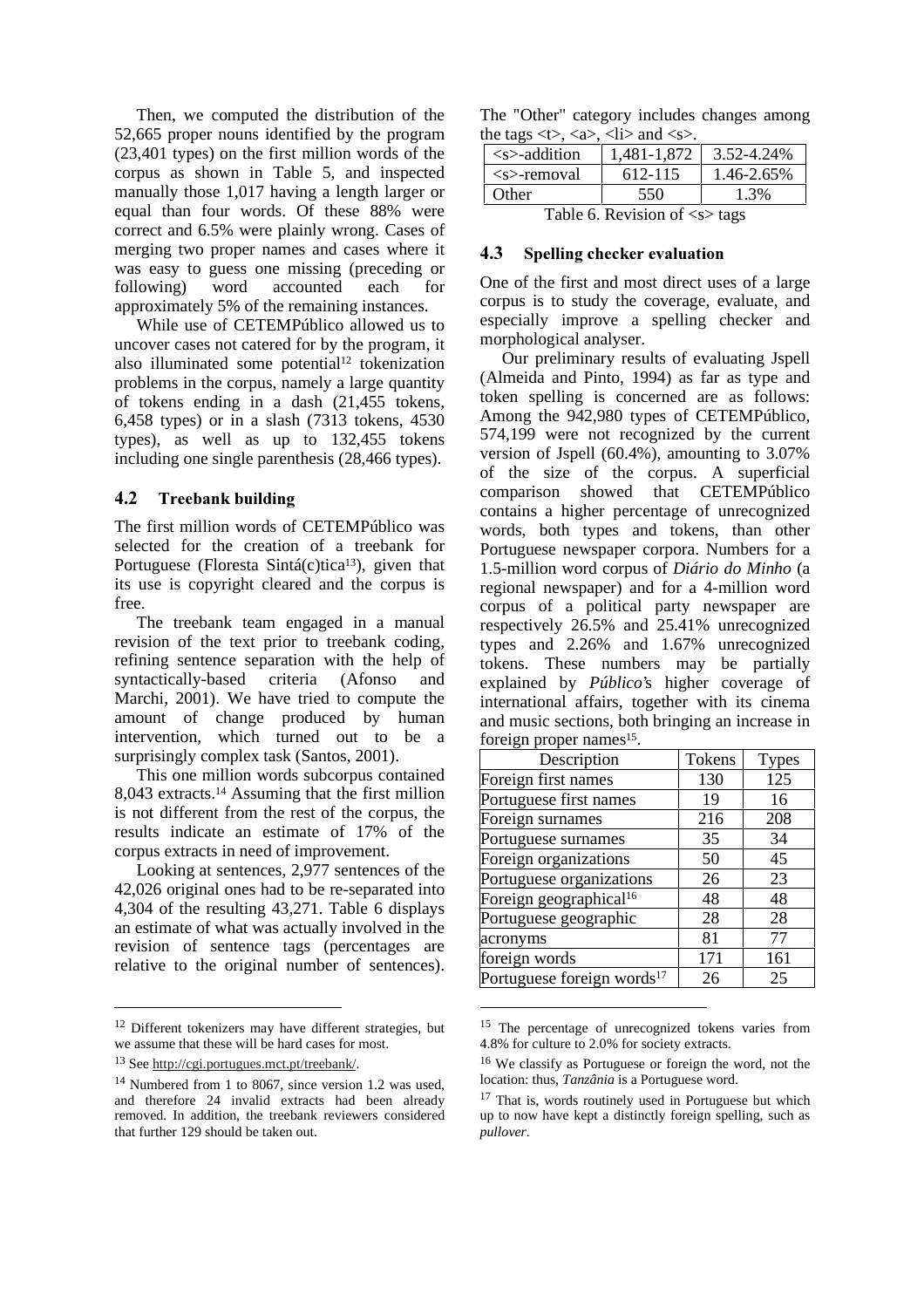Then, we computed the distribution of the 52,665 proper nouns identified by the program (23,401 types) on the first million words of the corpus as shown in Table 5, and inspected manually those 1,017 having a length larger or equal than four words. Of these 88% were correct and 6.5% were plainly wrong. Cases of merging two proper names and cases where it was easy to guess one missing (preceding or following) word accounted each for approximately 5% of the remaining instances.

While use of CETEMPúblico allowed us to uncover cases not catered for by the program, it also illuminated some potential[12] tokenization problems in the corpus, namely a large quantity of tokens ending in a dash (21,455 tokens, 6,458 types) or in a slash (7313 tokens, 4530 types), as well as up to 132,455 tokens including one single parenthesis (28,466 types).

### 4.2 Treebank building

The first million words of CETEMPúblico was selected for the creation of a treebank for Portuguese (Floresta Sintá(c)tica[13]), given that its use is copyright cleared and the corpus is free.

The treebank team engaged in a manual revision of the text prior to treebank coding, refining sentence separation with the help of syntactically-based criteria (Afonso and Marchi, 2001). We have tried to compute the amount of change produced by human intervention, which turned out to be a surprisingly complex task (Santos, 2001).

This one million words subcorpus contained 8,043 extracts.[14] Assuming that the first million is not different from the rest of the corpus, the results indicate an estimate of 17% of the corpus extracts in need of improvement.

Looking at sentences, 2,977 sentences of the 42,026 original ones had to be re-separated into 4,304 of the resulting 43,271. Table 6 displays an estimate of what was actually involved in the revision of sentence tags (percentages are relative to the original number of sentences). The "Other" category includes changes among the tags <t>, <a>, <li> and <s>.

| | | |
|---|---|---|
| <s>-addition | 1,481-1,872 | 3.52-4.24% |
| <s>-removal | 612-115 | 1.46-2.65% |
| Other | 550 | 1.3% |

Table 6. Revision of <s> tags

### 4.3 Spelling checker evaluation

One of the first and most direct uses of a large corpus is to study the coverage, evaluate, and especially improve a spelling checker and morphological analyser.

Our preliminary results of evaluating Jspell (Almeida and Pinto, 1994) as far as type and token spelling is concerned are as follows: Among the 942,980 types of CETEMPúblico, 574,199 were not recognized by the current version of Jspell (60.4%), amounting to 3.07% of the size of the corpus. A superficial comparison showed that CETEMPúblico contains a higher percentage of unrecognized words, both types and tokens, than other Portuguese newspaper corpora. Numbers for a 1.5-million word corpus of *Diário do Minho* (a regional newspaper) and for a 4-million word corpus of a political party newspaper are respectively 26.5% and 25.41% unrecognized types and 2.26% and 1.67% unrecognized tokens. These numbers may be partially explained by *Público's* higher coverage of international affairs, together with its cinema and music sections, both bringing an increase in foreign proper names[15].

| Description | Tokens | Types |
|---|---|---|
| Foreign first names | 130 | 125 |
| Portuguese first names | 19 | 16 |
| Foreign surnames | 216 | 208 |
| Portuguese surnames | 35 | 34 |
| Foreign organizations | 50 | 45 |
| Portuguese organizations | 26 | 23 |
| Foreign geographical[16] | 48 | 48 |
| Portuguese geographic | 28 | 28 |
| acronyms | 81 | 77 |
| foreign words | 171 | 161 |
| Portuguese foreign words[17] | 26 | 25 |

[12] Different tokenizers may have different strategies, but we assume that these will be hard cases for most.

[13] See http://cgi.portugues.mct.pt/treebank/.

[14] Numbered from 1 to 8067, since version 1.2 was used, and therefore 24 invalid extracts had been already removed. In addition, the treebank reviewers considered that further 129 should be taken out.

[15] The percentage of unrecognized tokens varies from 4.8% for culture to 2.0% for society extracts.

[16] We classify as Portuguese or foreign the word, not the location: thus, *Tanzânia* is a Portuguese word.

[17] That is, words routinely used in Portuguese but which up to now have kept a distinctly foreign spelling, such as *pullover*.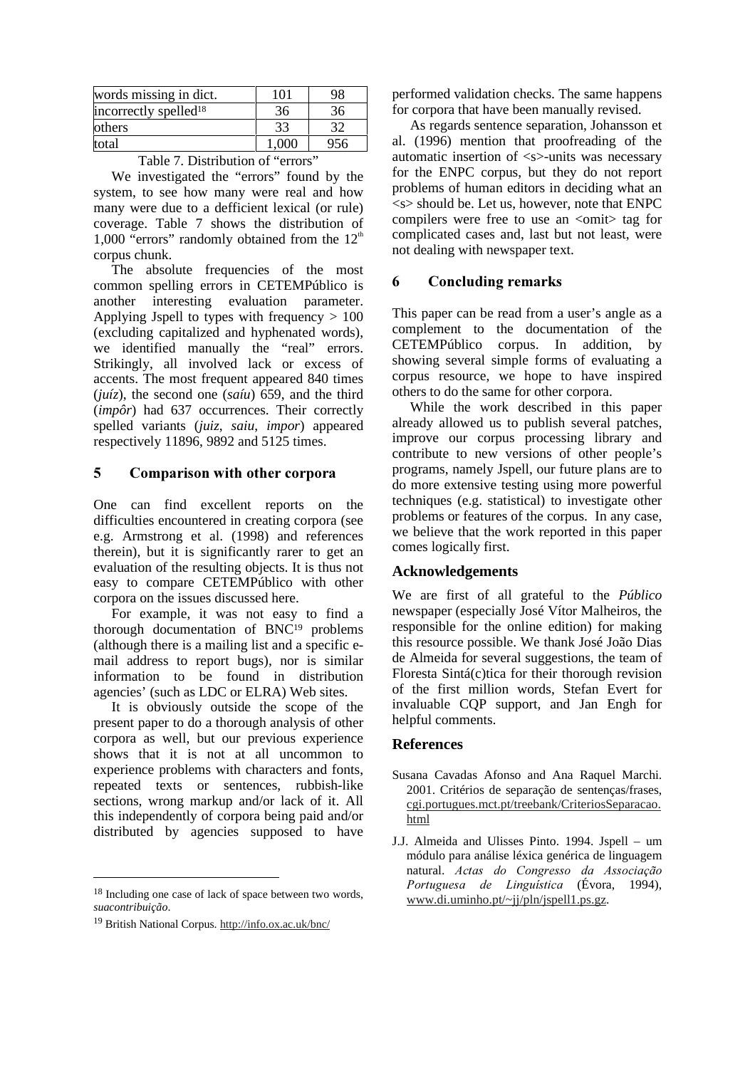| words missing in dict. | 101 | 98 |
|---|---|---|
| incorrectly spelled[18] | 36 | 36 |
| others | 33 | 32 |
| total | 1,000 | 956 |

Table 7. Distribution of "errors"

We investigated the "errors" found by the system, to see how many were real and how many were due to a defficient lexical (or rule) coverage. Table 7 shows the distribution of 1,000 "errors" randomly obtained from the 12th corpus chunk.

The absolute frequencies of the most common spelling errors in CETEMPúblico is another interesting evaluation parameter. Applying Jspell to types with frequency > 100 (excluding capitalized and hyphenated words), we identified manually the "real" errors. Strikingly, all involved lack or excess of accents. The most frequent appeared 840 times (*juíz*), the second one (*saíu*) 659, and the third (*impôr*) had 637 occurrences. Their correctly spelled variants (*juiz*, *saiu*, *impor*) appeared respectively 11896, 9892 and 5125 times.

## 5 Comparison with other corpora

One can find excellent reports on the difficulties encountered in creating corpora (see e.g. Armstrong et al. (1998) and references therein), but it is significantly rarer to get an evaluation of the resulting objects. It is thus not easy to compare CETEMPúblico with other corpora on the issues discussed here.

For example, it was not easy to find a thorough documentation of BNC[19] problems (although there is a mailing list and a specific e-mail address to report bugs), nor is similar information to be found in distribution agencies' (such as LDC or ELRA) Web sites.

It is obviously outside the scope of the present paper to do a thorough analysis of other corpora as well, but our previous experience shows that it is not at all uncommon to experience problems with characters and fonts, repeated texts or sentences, rubbish-like sections, wrong markup and/or lack of it. All this independently of corpora being paid and/or distributed by agencies supposed to have performed validation checks. The same happens for corpora that have been manually revised.

As regards sentence separation, Johansson et al. (1996) mention that proofreading of the automatic insertion of <s>-units was necessary for the ENPC corpus, but they do not report problems of human editors in deciding what an <s> should be. Let us, however, note that ENPC compilers were free to use an <omit> tag for complicated cases and, last but not least, were not dealing with newspaper text.

## 6 Concluding remarks

This paper can be read from a user's angle as a complement to the documentation of the CETEMPúblico corpus. In addition, by showing several simple forms of evaluating a corpus resource, we hope to have inspired others to do the same for other corpora.

While the work described in this paper already allowed us to publish several patches, improve our corpus processing library and contribute to new versions of other people's programs, namely Jspell, our future plans are to do more extensive testing using more powerful techniques (e.g. statistical) to investigate other problems or features of the corpus. In any case, we believe that the work reported in this paper comes logically first.

## Acknowledgements

We are first of all grateful to the *Público* newspaper (especially José Vítor Malheiros, the responsible for the online edition) for making this resource possible. We thank José João Dias de Almeida for several suggestions, the team of Floresta Sintá(c)tica for their thorough revision of the first million words, Stefan Evert for invaluable CQP support, and Jan Engh for helpful comments.

## References

Susana Cavadas Afonso and Ana Raquel Marchi. 2001. Critérios de separação de sentenças/frases, cgi.portugues.mct.pt/treebank/CriteriosSeparacao.html

J.J. Almeida and Ulisses Pinto. 1994. Jspell – um módulo para análise léxica genérica de linguagem natural. *Actas do Congresso da Associação Portuguesa de Linguística* (Évora, 1994), www.di.uminho.pt/~jj/pln/jspell1.ps.gz.

---

[18] Including one case of lack of space between two words, *suacontribuição*.

[19] British National Corpus. http://info.ox.ac.uk/bnc/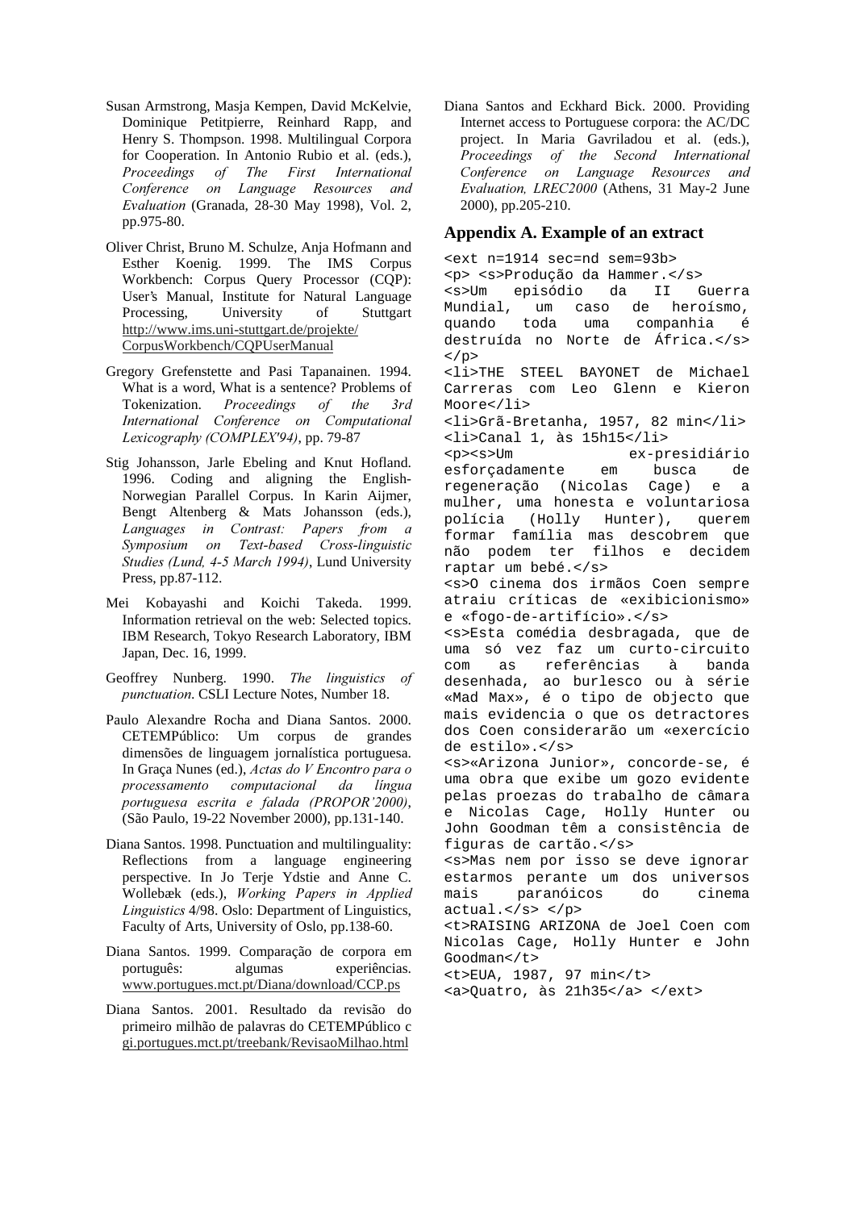Susan Armstrong, Masja Kempen, David McKelvie, Dominique Petitpierre, Reinhard Rapp, and Henry S. Thompson. 1998. Multilingual Corpora for Cooperation. In Antonio Rubio et al. (eds.), *Proceedings of The First International Conference on Language Resources and Evaluation* (Granada, 28-30 May 1998), Vol. 2, pp.975-80.

Oliver Christ, Bruno M. Schulze, Anja Hofmann and Esther Koenig. 1999. The IMS Corpus Workbench: Corpus Query Processor (CQP): User's Manual, Institute for Natural Language Processing, University of Stuttgart http://www.ims.uni-stuttgart.de/projekte/CorpusWorkbench/CQPUserManual

Gregory Grefenstette and Pasi Tapanainen. 1994. What is a word, What is a sentence? Problems of Tokenization. *Proceedings of the 3rd International Conference on Computational Lexicography (COMPLEX'94)*, pp. 79-87

Stig Johansson, Jarle Ebeling and Knut Hofland. 1996. Coding and aligning the English-Norwegian Parallel Corpus. In Karin Aijmer, Bengt Altenberg & Mats Johansson (eds.), *Languages in Contrast: Papers from a Symposium on Text-based Cross-linguistic Studies (Lund, 4-5 March 1994)*, Lund University Press, pp.87-112.

Mei Kobayashi and Koichi Takeda. 1999. Information retrieval on the web: Selected topics. IBM Research, Tokyo Research Laboratory, IBM Japan, Dec. 16, 1999.

Geoffrey Nunberg. 1990. *The linguistics of punctuation*. CSLI Lecture Notes, Number 18.

Paulo Alexandre Rocha and Diana Santos. 2000. CETEMPúblico: Um corpus de grandes dimensões de linguagem jornalística portuguesa. In Graça Nunes (ed.), *Actas do V Encontro para o processamento computacional da língua portuguesa escrita e falada (PROPOR'2000)*, (São Paulo, 19-22 November 2000), pp.131-140.

Diana Santos. 1998. Punctuation and multilinguality: Reflections from a language engineering perspective. In Jo Terje Ydstie and Anne C. Wollebæk (eds.), *Working Papers in Applied Linguistics* 4/98. Oslo: Department of Linguistics, Faculty of Arts, University of Oslo, pp.138-60.

Diana Santos. 1999. Comparação de corpora em português: algumas experiências. www.portugues.mct.pt/Diana/download/CCP.ps

Diana Santos. 2001. Resultado da revisão do primeiro milhão de palavras do CETEMPúblico c gi.portugues.mct.pt/treebank/RevisaoMilhao.html

Diana Santos and Eckhard Bick. 2000. Providing Internet access to Portuguese corpora: the AC/DC project. In Maria Gavriladou et al. (eds.), *Proceedings of the Second International Conference on Language Resources and Evaluation, LREC2000* (Athens, 31 May-2 June 2000), pp.205-210.

## Appendix A. Example of an extract

```
<ext n=1914 sec=nd sem=93b>
<p> <s>Produção da Hammer.</s>
<s>Um episódio da II Guerra Mundial, um caso de heroísmo, quando toda uma companhia é destruída no Norte de África.</s>
</p>
<li>THE STEEL BAYONET de Michael Carreras com Leo Glenn e Kieron Moore</li>
<li>Grã-Bretanha, 1957, 82 min</li>
<li>Canal 1, às 15h15</li>
<p><s>Um ex-presidiário esforçadamente em busca de regeneração (Nicolas Cage) e a mulher, uma honesta e voluntariosa polícia (Holly Hunter), querem formar família mas descobrem que não podem ter filhos e decidem raptar um bebé.</s>
<s>O cinema dos irmãos Coen sempre atraiu críticas de «exibicionismo» e «fogo-de-artifício».</s>
<s>Esta comédia desbragada, que de uma só vez faz um curto-circuito com as referências à banda desenhada, ao burlesco ou à série «Mad Max», é o tipo de objecto que mais evidencia o que os detractores dos Coen considerarão um «exercício de estilo».</s>
<s>«Arizona Junior», concorde-se, é uma obra que exibe um gozo evidente pelas proezas do trabalho de câmara e Nicolas Cage, Holly Hunter ou John Goodman têm a consistência de figuras de cartão.</s>
<s>Mas nem por isso se deve ignorar estarmos perante um dos universos mais paranóicos do cinema actual.</s> </p>
<t>RAISING ARIZONA de Joel Coen com Nicolas Cage, Holly Hunter e John Goodman</t>
<t>EUA, 1987, 97 min</t>
<a>Quatro, às 21h35</a> </ext>
```